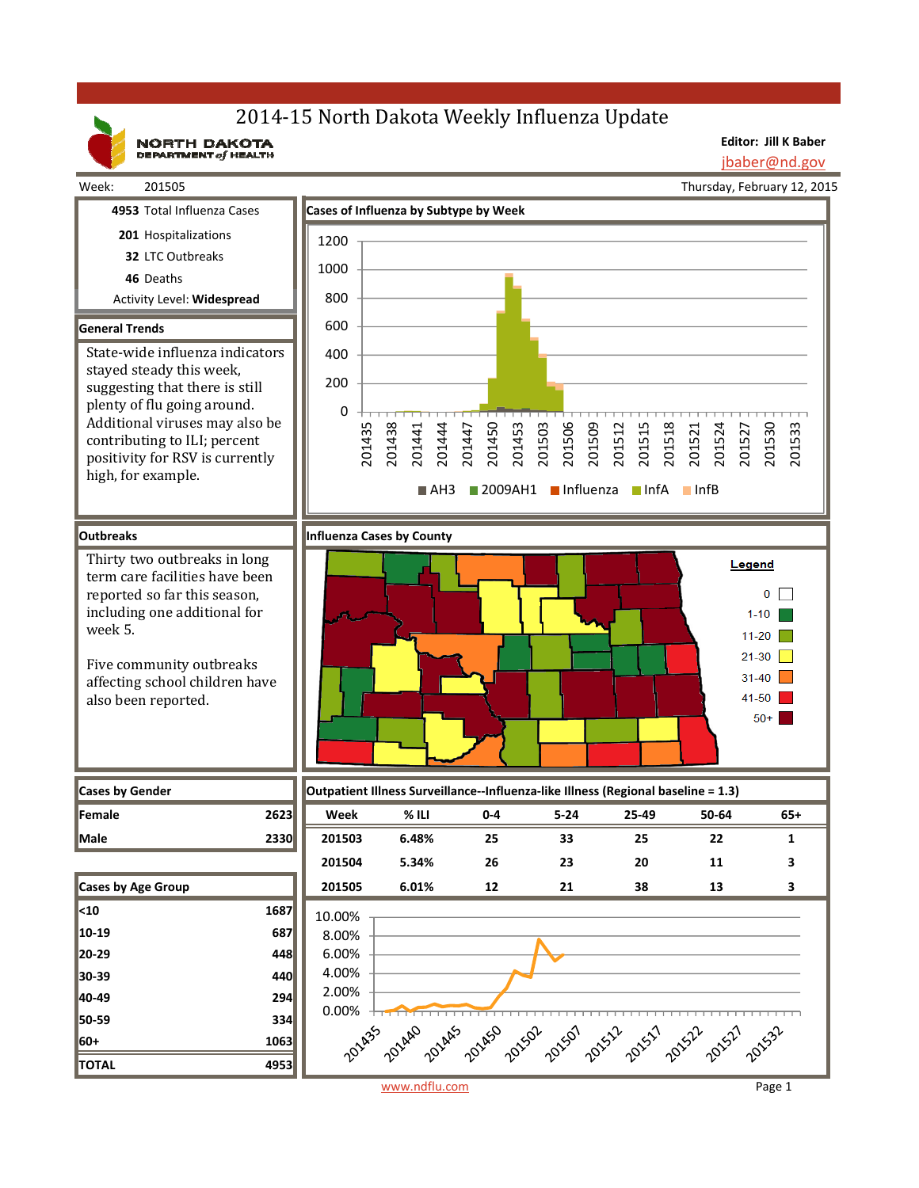# 2014-15 North Dakota Weekly Influenza Update

NORTH DAKOTA DEPARTMENT of HEALTH

**Editor: Jill K Baber**
jbaber@nd.gov

Week: 201505 — Thursday, February 12, 2015

**4953** Total Influenza Cases
**201** Hospitalizations
**32** LTC Outbreaks
**46** Deaths
Activity Level: **Widespread**

## General Trends

State-wide influenza indicators stayed steady this week, suggesting that there is still plenty of flu going around. Additional viruses may also be contributing to ILI; percent positivity for RSV is currently high, for example.

## Outbreaks

Thirty two outbreaks in long term care facilities have been reported so far this season, including one additional for week 5.

Five community outbreaks affecting school children have also been reported.

## Cases of Influenza by Subtype by Week

Legend: AH3, 2009AH1, Influenza, InfA, InfB

## Influenza Cases by County

Legend: 0; 1-10; 11-20; 21-30; 31-40; 41-50; 50+

## Cases by Gender

| | |
|---|---|
| Female | 2623 |
| Male | 2330 |

## Cases by Age Group

| | |
|---|---|
| <10 | 1687 |
| 10-19 | 687 |
| 20-29 | 448 |
| 30-39 | 440 |
| 40-49 | 294 |
| 50-59 | 334 |
| 60+ | 1063 |
| TOTAL | 4953 |

## Outpatient Illness Surveillance--Influenza-like Illness (Regional baseline = 1.3)

| Week | % ILI | 0-4 | 5-24 | 25-49 | 50-64 | 65+ |
|---|---|---|---|---|---|---|
| 201503 | 6.48% | 25 | 33 | 25 | 22 | 1 |
| 201504 | 5.34% | 26 | 23 | 20 | 11 | 3 |
| 201505 | 6.01% | 12 | 21 | 38 | 13 | 3 |

www.ndflu.com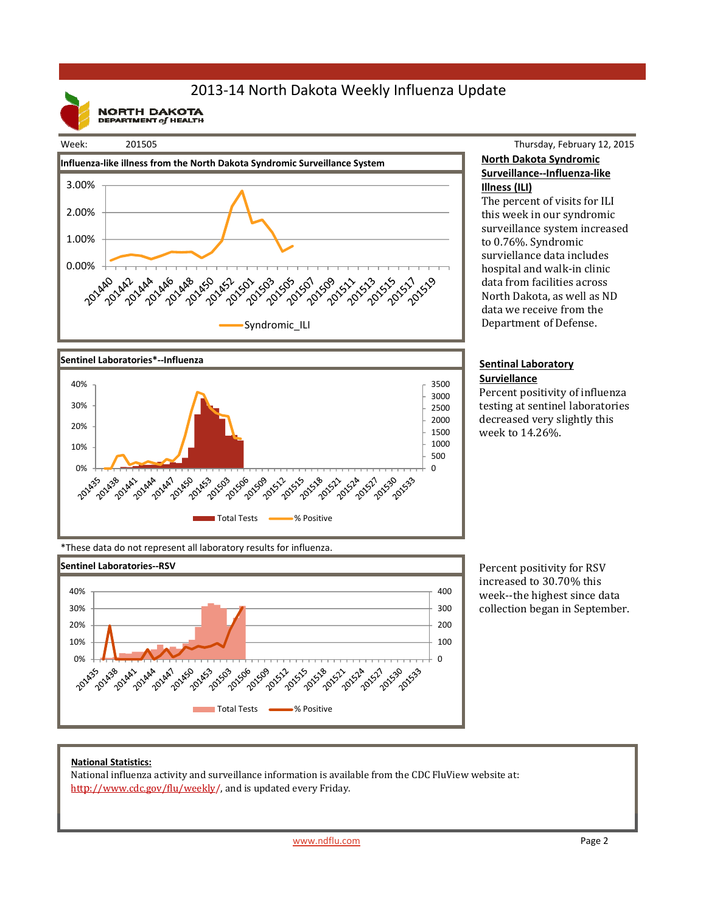# 2013-14 North Dakota Weekly Influenza Update

NORTH DAKOTA DEPARTMENT of HEALTH

Week: 201505

Thursday, February 12, 2015

**Influenza-like illness from the North Dakota Syndromic Surveillance System**

**North Dakota Syndromic Surveillance--Influenza-like Illness (ILI)**

The percent of visits for ILI this week in our syndromic surveillance system increased to 0.76%. Syndromic surviellance data includes hospital and walk-in clinic data from facilities across North Dakota, as well as ND data we receive from the Department of Defense.

**Sentinel Laboratories*--Influenza**

**Sentinal Laboratory Surviellance**

Percent positivity of influenza testing at sentinel laboratories decreased very slightly this week to 14.26%.

*These data do not represent all laboratory results for influenza.

**Sentinel Laboratories--RSV**

Percent positivity for RSV increased to 30.70% this week--the highest since data collection began in September.

**National Statistics:**

National influenza activity and surveillance information is available from the CDC FluView website at: http://www.cdc.gov/flu/weekly/, and is updated every Friday.

www.ndflu.com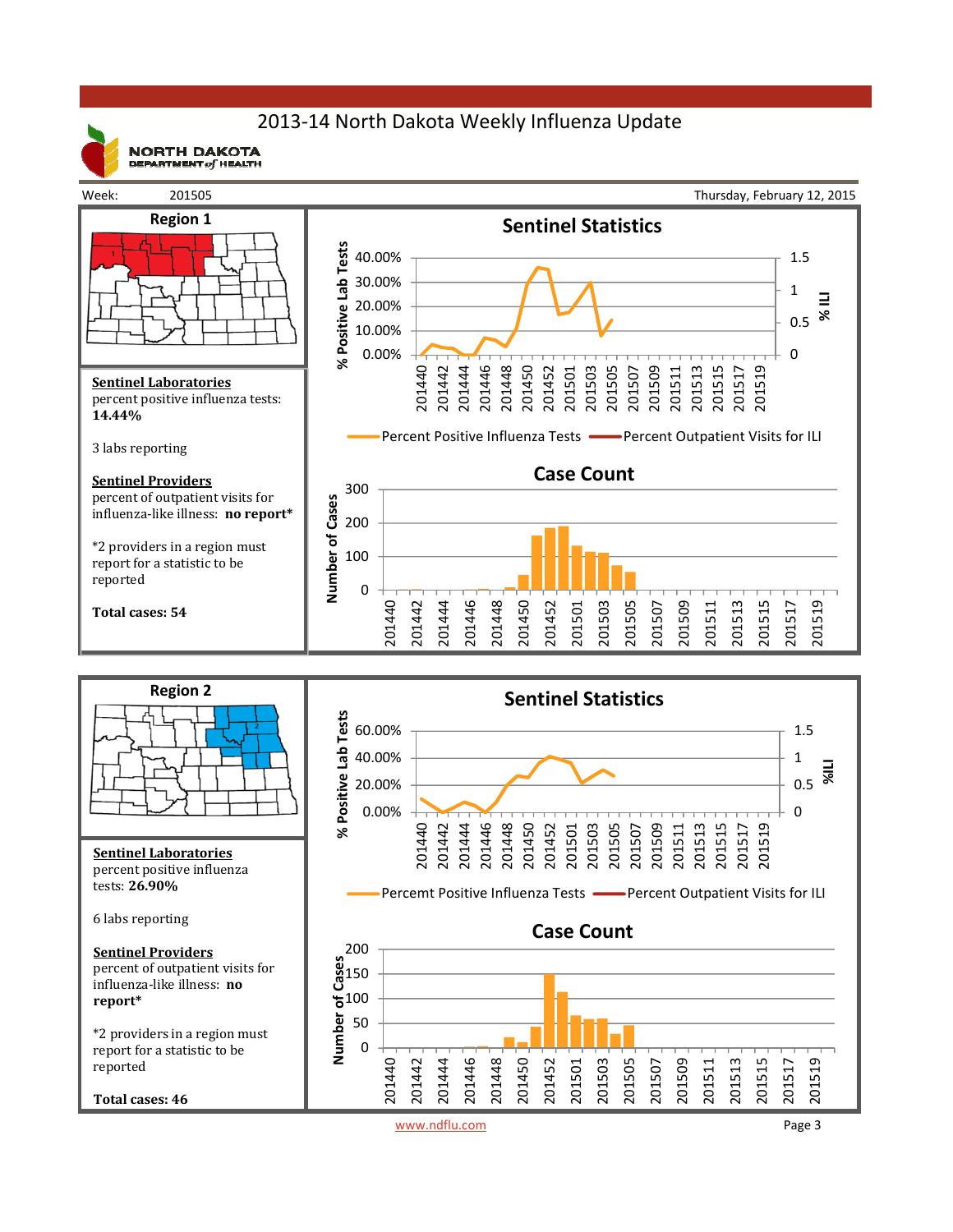# 2013-14 North Dakota Weekly Influenza Update

NORTH DAKOTA DEPARTMENT of HEALTH

Week: 201505 — Thursday, February 12, 2015

## Region 1

**Sentinel Statistics**

**Case Count**

**Sentinel Laboratories**
percent positive influenza tests: **14.44%**

3 labs reporting

**Sentinel Providers**
percent of outpatient visits for influenza-like illness: **no report***

*2 providers in a region must report for a statistic to be reported

**Total cases: 54**

## Region 2

**Sentinel Statistics**

**Case Count**

**Sentinel Laboratories**
percent positive influenza tests: **26.90%**

6 labs reporting

**Sentinel Providers**
percent of outpatient visits for influenza-like illness: **no report***

*2 providers in a region must report for a statistic to be reported

**Total cases: 46**

www.ndflu.com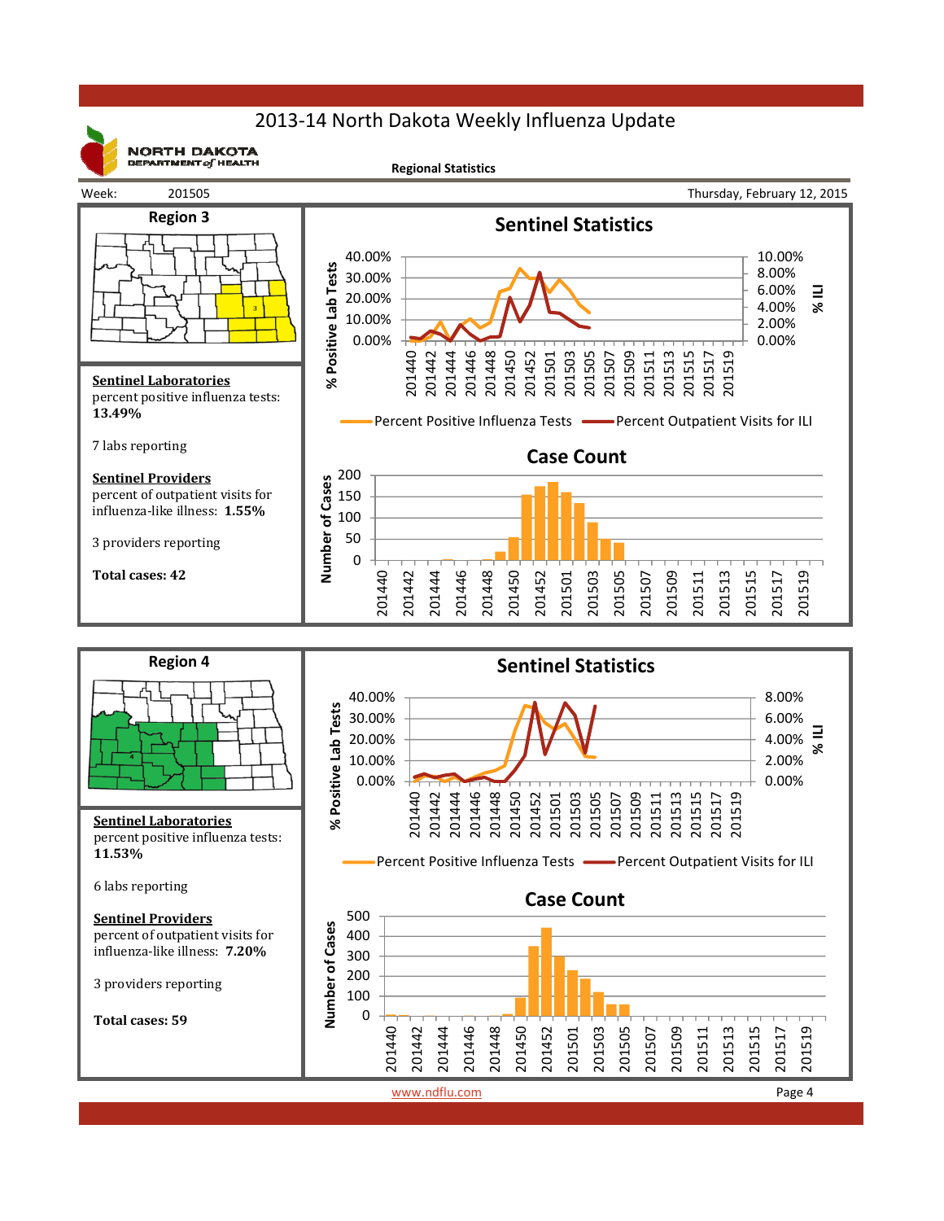# 2013-14 North Dakota Weekly Influenza Update

NORTH DAKOTA DEPARTMENT of HEALTH

**Regional Statistics**

Week: 201505

Thursday, February 12, 2015

## Region 3

3

**Sentinel Laboratories**
percent positive influenza tests:
**13.49%**

7 labs reporting

**Sentinel Providers**
percent of outpatient visits for influenza-like illness: **1.55%**

3 providers reporting

**Total cases: 42**

### Sentinel Statistics

% Positive Lab Tests

40.00%
30.00%
20.00%
10.00%
0.00%

% ILI

10.00%
8.00%
6.00%
4.00%
2.00%
0.00%

201440 201442 201444 201446 201448 201450 201452 201501 201503 201505 201507 201509 201511 201513 201515 201517 201519

Percent Positive Influenza Tests — Percent Outpatient Visits for ILI

### Case Count

Number of Cases

200
150
100
50
0

201440 201442 201444 201446 201448 201450 201452 201501 201503 201505 201507 201509 201511 201513 201515 201517 201519

## Region 4

4

**Sentinel Laboratories**
percent positive influenza tests:
**11.53%**

6 labs reporting

**Sentinel Providers**
percent of outpatient visits for influenza-like illness: **7.20%**

3 providers reporting

**Total cases: 59**

### Sentinel Statistics

% Positive Lab Tests

40.00%
30.00%
20.00%
10.00%
0.00%

% ILI

8.00%
6.00%
4.00%
2.00%
0.00%

201440 201442 201444 201446 201448 201450 201452 201501 201503 201505 201507 201509 201511 201513 201515 201517 201519

Percent Positive Influenza Tests — Percent Outpatient Visits for ILI

### Case Count

Number of Cases

500
400
300
200
100
0

201440 201442 201444 201446 201448 201450 201452 201501 201503 201505 201507 201509 201511 201513 201515 201517 201519

www.ndflu.com